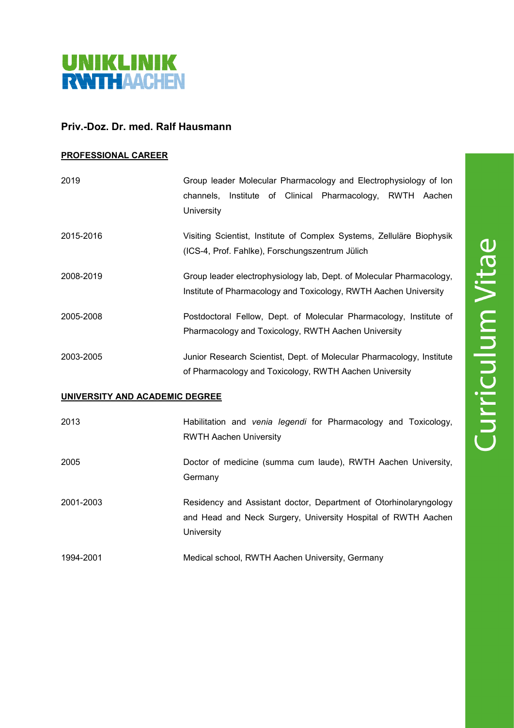UNIKLINIK
RWTHAACHEN

# Priv.-Doz. Dr. med. Ralf Hausmann

Curriculum Vitae

## PROFESSIONAL CAREER

| | |
|---|---|
| 2019 | Group leader Molecular Pharmacology and Electrophysiology of Ion channels, Institute of Clinical Pharmacology, RWTH Aachen University |
| 2015-2016 | Visiting Scientist, Institute of Complex Systems, Zelluläre Biophysik (ICS-4, Prof. Fahlke), Forschungszentrum Jülich |
| 2008-2019 | Group leader electrophysiology lab, Dept. of Molecular Pharmacology, Institute of Pharmacology and Toxicology, RWTH Aachen University |
| 2005-2008 | Postdoctoral Fellow, Dept. of Molecular Pharmacology, Institute of Pharmacology and Toxicology, RWTH Aachen University |
| 2003-2005 | Junior Research Scientist, Dept. of Molecular Pharmacology, Institute of Pharmacology and Toxicology, RWTH Aachen University |

## UNIVERSITY AND ACADEMIC DEGREE

| | |
|---|---|
| 2013 | Habilitation and *venia legendi* for Pharmacology and Toxicology, RWTH Aachen University |
| 2005 | Doctor of medicine (summa cum laude), RWTH Aachen University, Germany |
| 2001-2003 | Residency and Assistant doctor, Department of Otorhinolaryngology and Head and Neck Surgery, University Hospital of RWTH Aachen University |
| 1994-2001 | Medical school, RWTH Aachen University, Germany |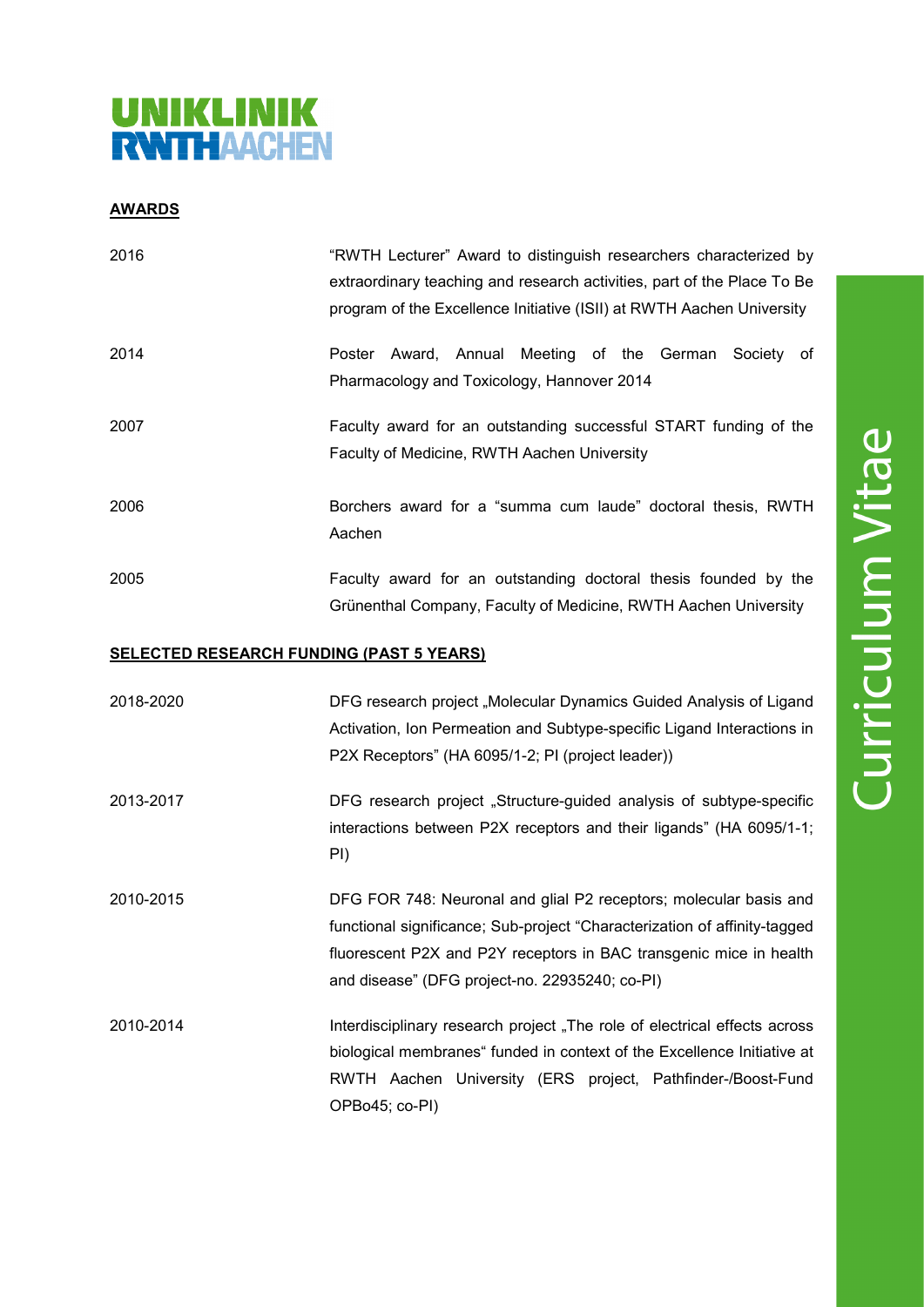## AWARDS

| | |
|---|---|
| 2016 | "RWTH Lecturer" Award to distinguish researchers characterized by extraordinary teaching and research activities, part of the Place To Be program of the Excellence Initiative (ISII) at RWTH Aachen University |
| 2014 | Poster Award, Annual Meeting of the German Society of Pharmacology and Toxicology, Hannover 2014 |
| 2007 | Faculty award for an outstanding successful START funding of the Faculty of Medicine, RWTH Aachen University |
| 2006 | Borchers award for a "summa cum laude" doctoral thesis, RWTH Aachen |
| 2005 | Faculty award for an outstanding doctoral thesis founded by the Grünenthal Company, Faculty of Medicine, RWTH Aachen University |

## SELECTED RESEARCH FUNDING (PAST 5 YEARS)

| | |
|---|---|
| 2018-2020 | DFG research project „Molecular Dynamics Guided Analysis of Ligand Activation, Ion Permeation and Subtype-specific Ligand Interactions in P2X Receptors" (HA 6095/1-2; PI (project leader)) |
| 2013-2017 | DFG research project „Structure-guided analysis of subtype-specific interactions between P2X receptors and their ligands" (HA 6095/1-1; PI) |
| 2010-2015 | DFG FOR 748: Neuronal and glial P2 receptors; molecular basis and functional significance; Sub-project "Characterization of affinity-tagged fluorescent P2X and P2Y receptors in BAC transgenic mice in health and disease" (DFG project-no. 22935240; co-PI) |
| 2010-2014 | Interdisciplinary research project „The role of electrical effects across biological membranes" funded in context of the Excellence Initiative at RWTH Aachen University (ERS project, Pathfinder-/Boost-Fund OPBo45; co-PI) |